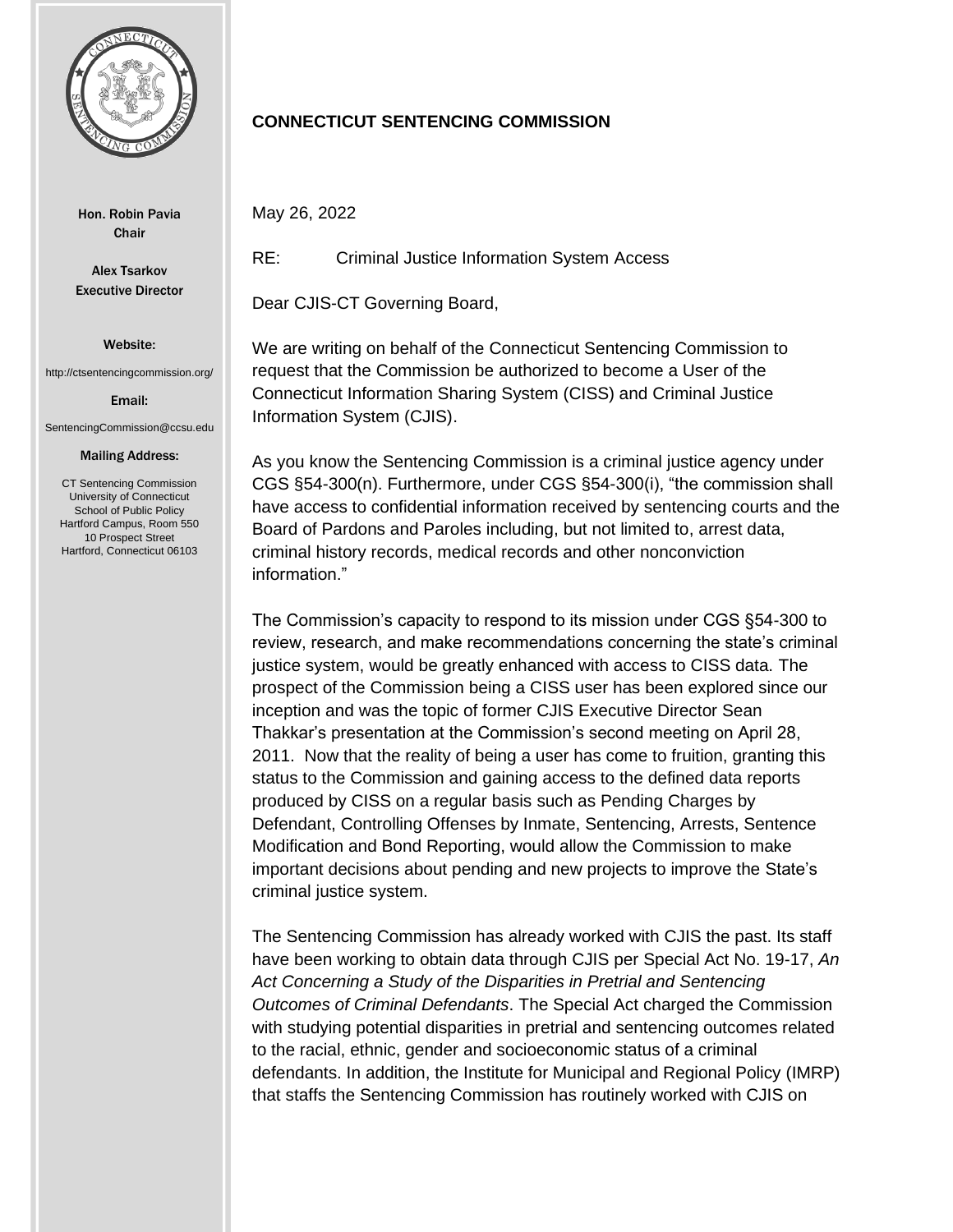**CONNECTICUT SENTENCING COMMISSION**

Hon. Robin Pavia
Chair

Alex Tsarkov
Executive Director

Website:

http://ctsentencingcommission.org/

Email:

SentencingCommission@ccsu.edu

Mailing Address:

CT Sentencing Commission
University of Connecticut
School of Public Policy
Hartford Campus, Room 550
10 Prospect Street
Hartford, Connecticut 06103

May 26, 2022

RE: Criminal Justice Information System Access

Dear CJIS-CT Governing Board,

We are writing on behalf of the Connecticut Sentencing Commission to request that the Commission be authorized to become a User of the Connecticut Information Sharing System (CISS) and Criminal Justice Information System (CJIS).

As you know the Sentencing Commission is a criminal justice agency under CGS §54-300(n). Furthermore, under CGS §54-300(i), "the commission shall have access to confidential information received by sentencing courts and the Board of Pardons and Paroles including, but not limited to, arrest data, criminal history records, medical records and other nonconviction information."

The Commission's capacity to respond to its mission under CGS §54-300 to review, research, and make recommendations concerning the state's criminal justice system, would be greatly enhanced with access to CISS data. The prospect of the Commission being a CISS user has been explored since our inception and was the topic of former CJIS Executive Director Sean Thakkar's presentation at the Commission's second meeting on April 28, 2011. Now that the reality of being a user has come to fruition, granting this status to the Commission and gaining access to the defined data reports produced by CISS on a regular basis such as Pending Charges by Defendant, Controlling Offenses by Inmate, Sentencing, Arrests, Sentence Modification and Bond Reporting, would allow the Commission to make important decisions about pending and new projects to improve the State's criminal justice system.

The Sentencing Commission has already worked with CJIS the past. Its staff have been working to obtain data through CJIS per Special Act No. 19-17, *An Act Concerning a Study of the Disparities in Pretrial and Sentencing Outcomes of Criminal Defendants*. The Special Act charged the Commission with studying potential disparities in pretrial and sentencing outcomes related to the racial, ethnic, gender and socioeconomic status of a criminal defendants. In addition, the Institute for Municipal and Regional Policy (IMRP) that staffs the Sentencing Commission has routinely worked with CJIS on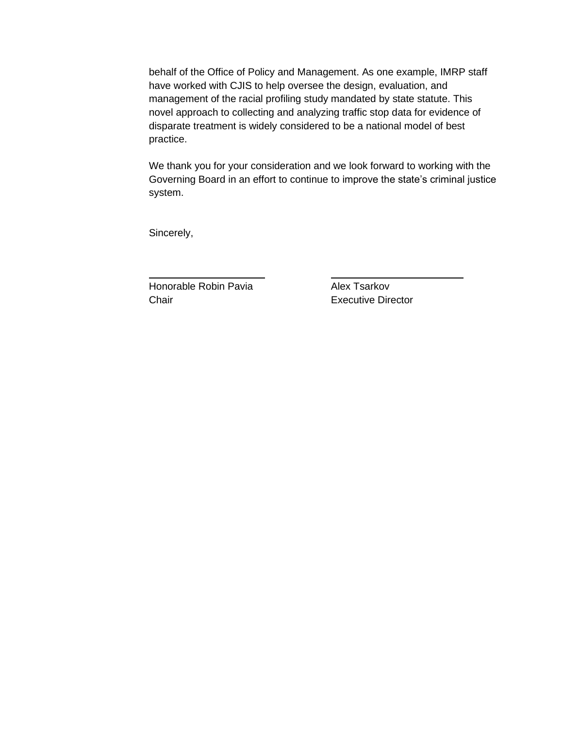behalf of the Office of Policy and Management. As one example, IMRP staff have worked with CJIS to help oversee the design, evaluation, and management of the racial profiling study mandated by state statute. This novel approach to collecting and analyzing traffic stop data for evidence of disparate treatment is widely considered to be a national model of best practice.

We thank you for your consideration and we look forward to working with the Governing Board in an effort to continue to improve the state's criminal justice system.

Sincerely,

| | |
|---|---|
| Honorable Robin Pavia | Alex Tsarkov |
| Chair | Executive Director |